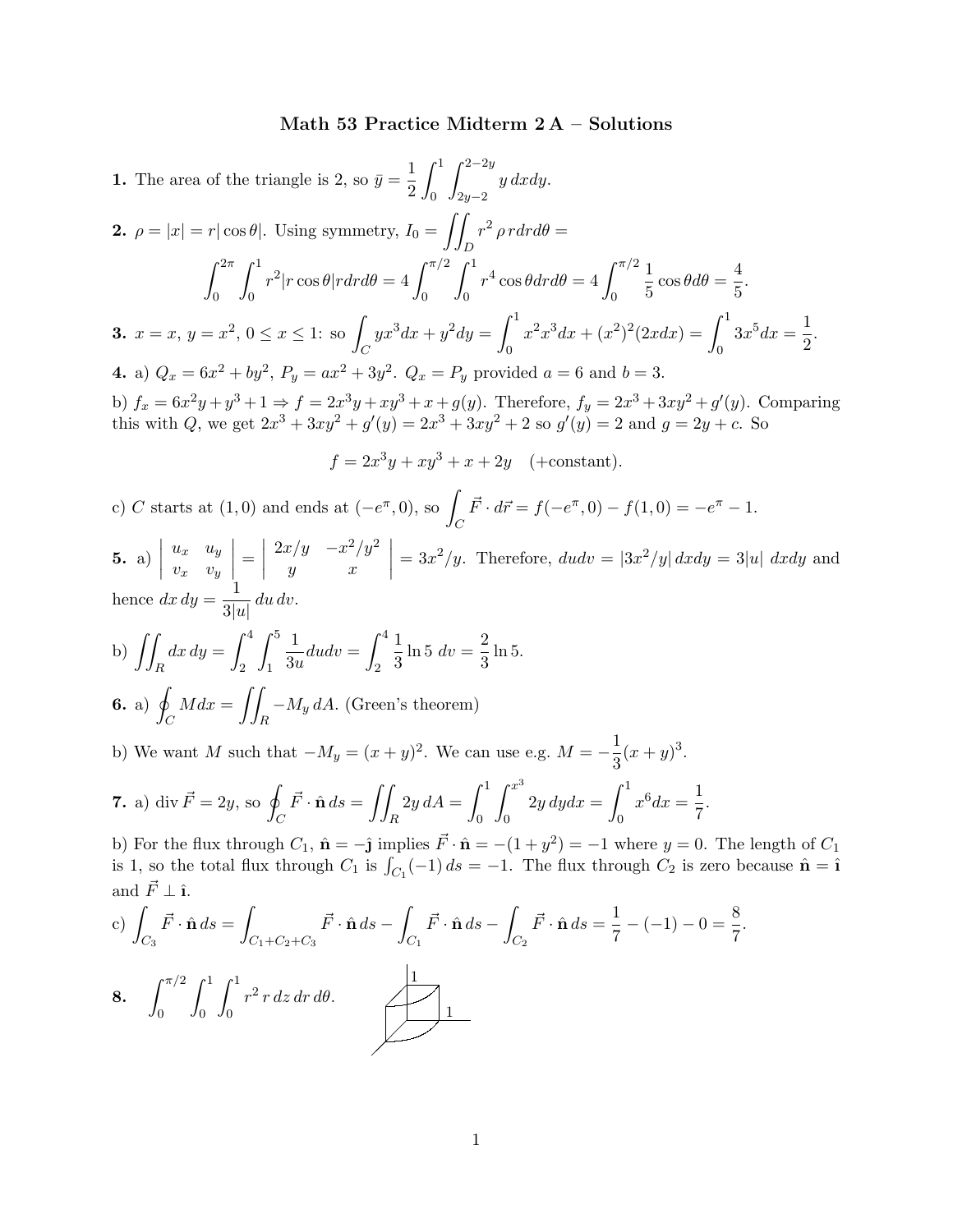# Math 53 Practice Midterm 2 A – Solutions

**1.** The area of the triangle is 2, so $\bar{y} = \dfrac{1}{2}\displaystyle\int_0^1 \int_{2y-2}^{2-2y} y \, dx dy$.

**2.** $\rho = |x| = r|\cos\theta|$. Using symmetry, $I_0 = \displaystyle\iint_D r^2 \, \rho \, r dr d\theta =$

$$\int_0^{2\pi} \int_0^1 r^2 |r\cos\theta| r dr d\theta = 4\int_0^{\pi/2} \int_0^1 r^4 \cos\theta dr d\theta = 4\int_0^{\pi/2} \frac{1}{5}\cos\theta d\theta = \frac{4}{5}.$$

**3.** $x = x$, $y = x^2$, $0 \le x \le 1$: so $\displaystyle\int_C yx^3 dx + y^2 dy = \int_0^1 x^2 x^3 dx + (x^2)^2(2x dx) = \int_0^1 3x^5 dx = \frac{1}{2}$.

**4.** a) $Q_x = 6x^2 + by^2$, $P_y = ax^2 + 3y^2$. $Q_x = P_y$ provided $a = 6$ and $b = 3$.

b) $f_x = 6x^2y + y^3 + 1 \Rightarrow f = 2x^3y + xy^3 + x + g(y)$. Therefore, $f_y = 2x^3 + 3xy^2 + g'(y)$. Comparing this with $Q$, we get $2x^3 + 3xy^2 + g'(y) = 2x^3 + 3xy^2 + 2$ so $g'(y) = 2$ and $g = 2y + c$. So

$$f = 2x^3y + xy^3 + x + 2y \quad (+\text{constant}).$$

c) $C$ starts at $(1, 0)$ and ends at $(-e^\pi, 0)$, so $\displaystyle\int_C \vec{F} \cdot d\vec{r} = f(-e^\pi, 0) - f(1, 0) = -e^\pi - 1$.

**5.** a) $\begin{vmatrix} u_x & u_y \\ v_x & v_y \end{vmatrix} = \begin{vmatrix} 2x/y & -x^2/y^2 \\ y & x \end{vmatrix} = 3x^2/y$. Therefore, $dudv = |3x^2/y| \, dxdy = 3|u| \, dxdy$ and hence $dx\,dy = \dfrac{1}{3|u|}\, du\,dv$.

b) $\displaystyle\iint_R dx\,dy = \int_2^4 \int_1^5 \frac{1}{3u} du dv = \int_2^4 \frac{1}{3}\ln 5 \; dv = \frac{2}{3}\ln 5$.

**6.** a) $\displaystyle\oint_C M dx = \iint_R -M_y \, dA$. (Green's theorem)

b) We want $M$ such that $-M_y = (x + y)^2$. We can use e.g. $M = -\dfrac{1}{3}(x + y)^3$.

**7.** a) $\operatorname{div} \vec{F} = 2y$, so $\displaystyle\oint_C \vec{F} \cdot \hat{\mathbf{n}} \, ds = \iint_R 2y \, dA = \int_0^1 \int_0^{x^3} 2y \, dy dx = \int_0^1 x^6 dx = \frac{1}{7}$.

b) For the flux through $C_1$, $\hat{\mathbf{n}} = -\hat{\mathbf{j}}$ implies $\vec{F} \cdot \hat{\mathbf{n}} = -(1 + y^2) = -1$ where $y = 0$. The length of $C_1$ is 1, so the total flux through $C_1$ is $\int_{C_1}(-1)\,ds = -1$. The flux through $C_2$ is zero because $\hat{\mathbf{n}} = \hat{\mathbf{i}}$ and $\vec{F} \perp \hat{\mathbf{i}}$.

c) $\displaystyle\int_{C_3} \vec{F} \cdot \hat{\mathbf{n}} \, ds = \int_{C_1+C_2+C_3} \vec{F} \cdot \hat{\mathbf{n}} \, ds - \int_{C_1} \vec{F} \cdot \hat{\mathbf{n}} \, ds - \int_{C_2} \vec{F} \cdot \hat{\mathbf{n}} \, ds = \frac{1}{7} - (-1) - 0 = \frac{8}{7}$.

**8.** $\displaystyle\int_0^{\pi/2} \int_0^1 \int_0^1 r^2 \, r \, dz \, dr \, d\theta$.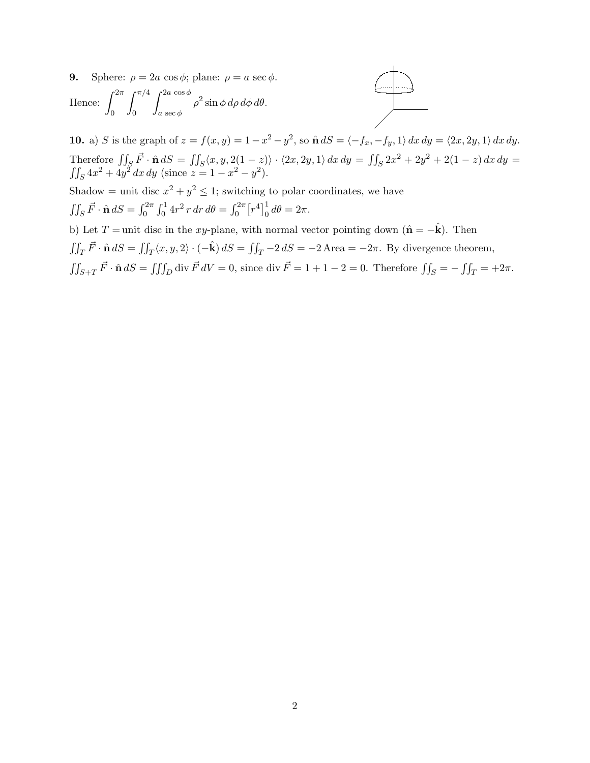**9.** Sphere: $\rho = 2a\,\cos\phi$; plane: $\rho = a\,\sec\phi$.

Hence: $\displaystyle\int_0^{2\pi}\int_0^{\pi/4}\int_{a\,\sec\phi}^{2a\,\cos\phi} \rho^2 \sin\phi\, d\rho\, d\phi\, d\theta.$

**10.** a) $S$ is the graph of $z = f(x,y) = 1 - x^2 - y^2$, so $\hat{\mathbf{n}}\,dS = \langle -f_x, -f_y, 1\rangle\,dx\,dy = \langle 2x, 2y, 1\rangle\,dx\,dy$.

Therefore $\iint_S \vec{F}\cdot\hat{\mathbf{n}}\,dS = \iint_S \langle x, y, 2(1-z)\rangle\cdot\langle 2x, 2y, 1\rangle\,dx\,dy = \iint_S 2x^2 + 2y^2 + 2(1-z)\,dx\,dy = \iint_S 4x^2 + 4y^2\,dx\,dy$ (since $z = 1 - x^2 - y^2$).

Shadow = unit disc $x^2 + y^2 \leq 1$; switching to polar coordinates, we have

$\iint_S \vec{F}\cdot\hat{\mathbf{n}}\,dS = \int_0^{2\pi}\int_0^1 4r^2\,r\,dr\,d\theta = \int_0^{2\pi}\left[r^4\right]_0^1 d\theta = 2\pi.$

b) Let $T =$ unit disc in the $xy$-plane, with normal vector pointing down ($\hat{\mathbf{n}} = -\hat{\mathbf{k}}$). Then

$\iint_T \vec{F}\cdot\hat{\mathbf{n}}\,dS = \iint_T \langle x, y, 2\rangle\cdot(-\hat{\mathbf{k}})\,dS = \iint_T -2\,dS = -2\,\text{Area} = -2\pi$. By divergence theorem,

$\iint_{S+T}\vec{F}\cdot\hat{\mathbf{n}}\,dS = \iiint_D \operatorname{div}\vec{F}\,dV = 0$, since $\operatorname{div}\vec{F} = 1 + 1 - 2 = 0$. Therefore $\iint_S = -\iint_T = +2\pi$.